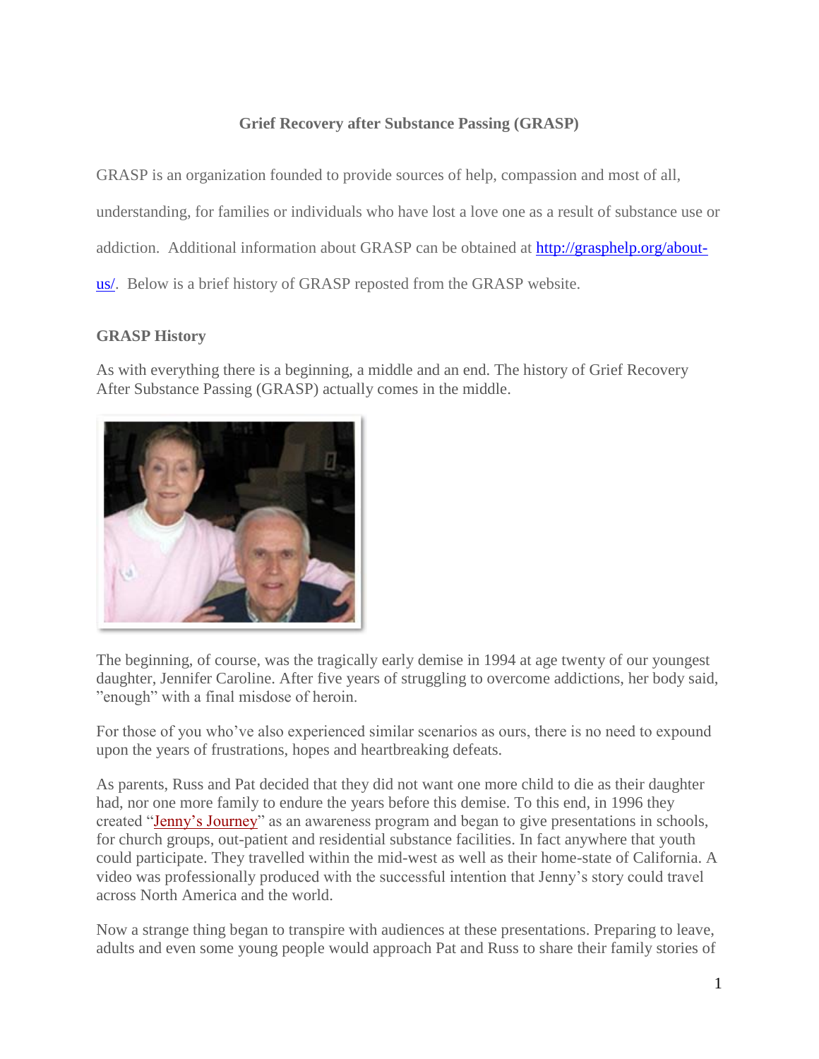**Grief Recovery after Substance Passing (GRASP)**

GRASP is an organization founded to provide sources of help, compassion and most of all, understanding, for families or individuals who have lost a love one as a result of substance use or addiction. Additional information about GRASP can be obtained at [http://grasphelp.org/about-us/](http://grasphelp.org/about-us/). Below is a brief history of GRASP reposted from the GRASP website.

## GRASP History

As with everything there is a beginning, a middle and an end. The history of Grief Recovery After Substance Passing (GRASP) actually comes in the middle.

The beginning, of course, was the tragically early demise in 1994 at age twenty of our youngest daughter, Jennifer Caroline. After five years of struggling to overcome addictions, her body said, "enough" with a final misdose of heroin.

For those of you who've also experienced similar scenarios as ours, there is no need to expound upon the years of frustrations, hopes and heartbreaking defeats.

As parents, Russ and Pat decided that they did not want one more child to die as their daughter had, nor one more family to endure the years before this demise. To this end, in 1996 they created "Jenny's Journey" as an awareness program and began to give presentations in schools, for church groups, out-patient and residential substance facilities. In fact anywhere that youth could participate. They travelled within the mid-west as well as their home-state of California. A video was professionally produced with the successful intention that Jenny's story could travel across North America and the world.

Now a strange thing began to transpire with audiences at these presentations. Preparing to leave, adults and even some young people would approach Pat and Russ to share their family stories of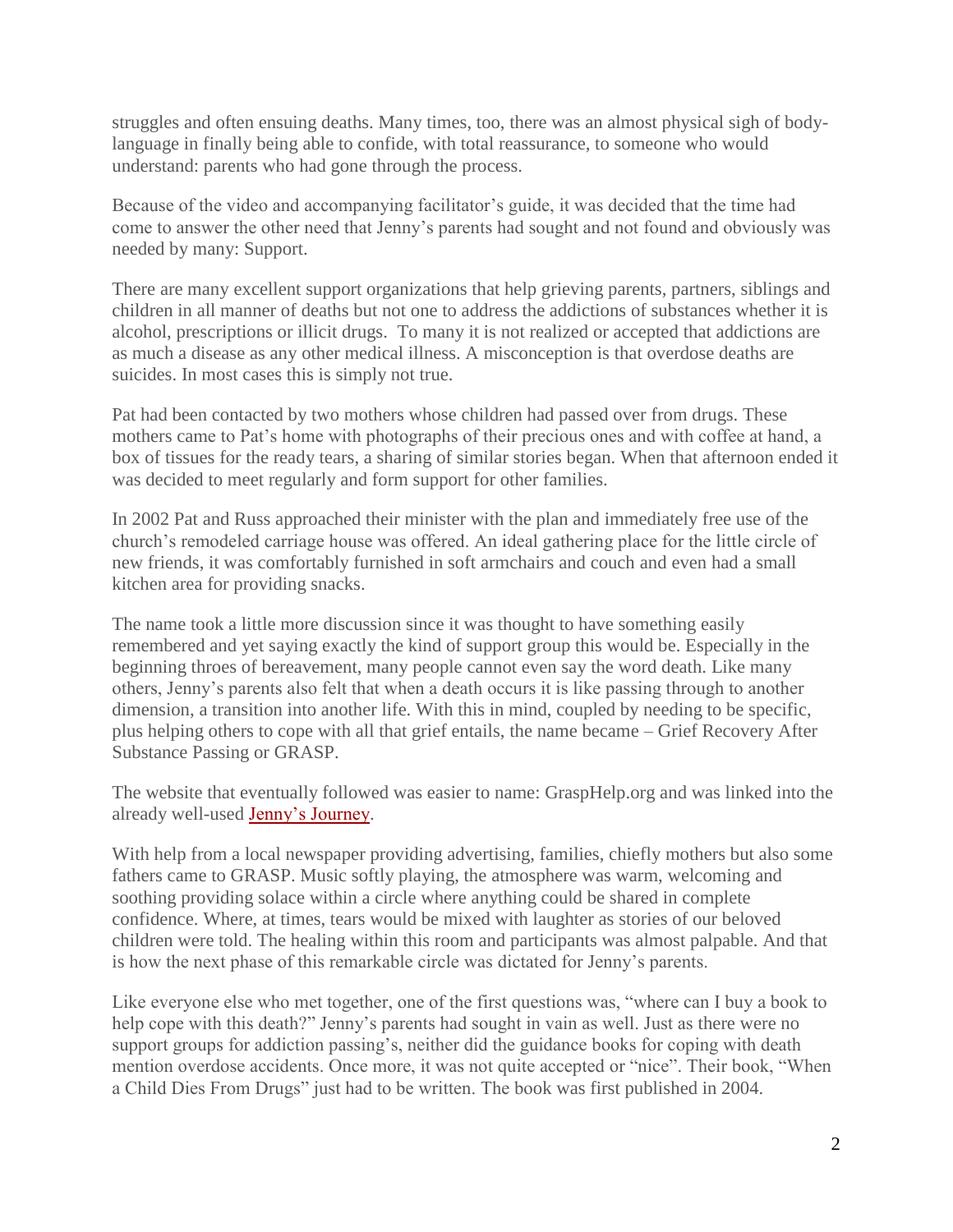struggles and often ensuing deaths. Many times, too, there was an almost physical sigh of body-language in finally being able to confide, with total reassurance, to someone who would understand: parents who had gone through the process.

Because of the video and accompanying facilitator's guide, it was decided that the time had come to answer the other need that Jenny's parents had sought and not found and obviously was needed by many: Support.

There are many excellent support organizations that help grieving parents, partners, siblings and children in all manner of deaths but not one to address the addictions of substances whether it is alcohol, prescriptions or illicit drugs. To many it is not realized or accepted that addictions are as much a disease as any other medical illness. A misconception is that overdose deaths are suicides. In most cases this is simply not true.

Pat had been contacted by two mothers whose children had passed over from drugs. These mothers came to Pat's home with photographs of their precious ones and with coffee at hand, a box of tissues for the ready tears, a sharing of similar stories began. When that afternoon ended it was decided to meet regularly and form support for other families.

In 2002 Pat and Russ approached their minister with the plan and immediately free use of the church's remodeled carriage house was offered. An ideal gathering place for the little circle of new friends, it was comfortably furnished in soft armchairs and couch and even had a small kitchen area for providing snacks.

The name took a little more discussion since it was thought to have something easily remembered and yet saying exactly the kind of support group this would be. Especially in the beginning throes of bereavement, many people cannot even say the word death. Like many others, Jenny's parents also felt that when a death occurs it is like passing through to another dimension, a transition into another life. With this in mind, coupled by needing to be specific, plus helping others to cope with all that grief entails, the name became – Grief Recovery After Substance Passing or GRASP.

The website that eventually followed was easier to name: GraspHelp.org and was linked into the already well-used [Jenny's Journey](#).

With help from a local newspaper providing advertising, families, chiefly mothers but also some fathers came to GRASP. Music softly playing, the atmosphere was warm, welcoming and soothing providing solace within a circle where anything could be shared in complete confidence. Where, at times, tears would be mixed with laughter as stories of our beloved children were told. The healing within this room and participants was almost palpable. And that is how the next phase of this remarkable circle was dictated for Jenny's parents.

Like everyone else who met together, one of the first questions was, "where can I buy a book to help cope with this death?" Jenny's parents had sought in vain as well. Just as there were no support groups for addiction passing's, neither did the guidance books for coping with death mention overdose accidents. Once more, it was not quite accepted or "nice". Their book, "When a Child Dies From Drugs" just had to be written. The book was first published in 2004.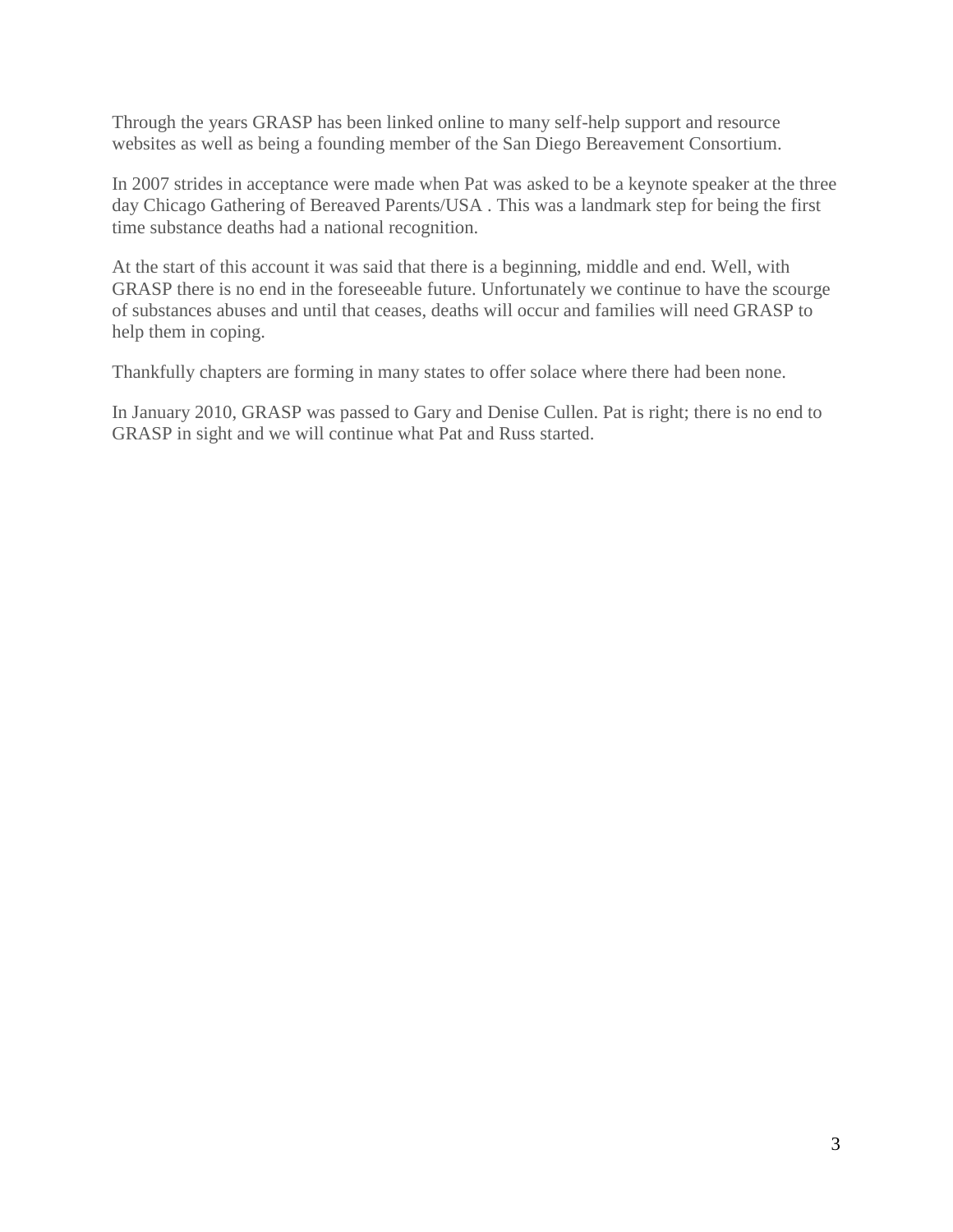Through the years GRASP has been linked online to many self-help support and resource websites as well as being a founding member of the San Diego Bereavement Consortium.

In 2007 strides in acceptance were made when Pat was asked to be a keynote speaker at the three day Chicago Gathering of Bereaved Parents/USA . This was a landmark step for being the first time substance deaths had a national recognition.

At the start of this account it was said that there is a beginning, middle and end. Well, with GRASP there is no end in the foreseeable future. Unfortunately we continue to have the scourge of substances abuses and until that ceases, deaths will occur and families will need GRASP to help them in coping.

Thankfully chapters are forming in many states to offer solace where there had been none.

In January 2010, GRASP was passed to Gary and Denise Cullen. Pat is right; there is no end to GRASP in sight and we will continue what Pat and Russ started.